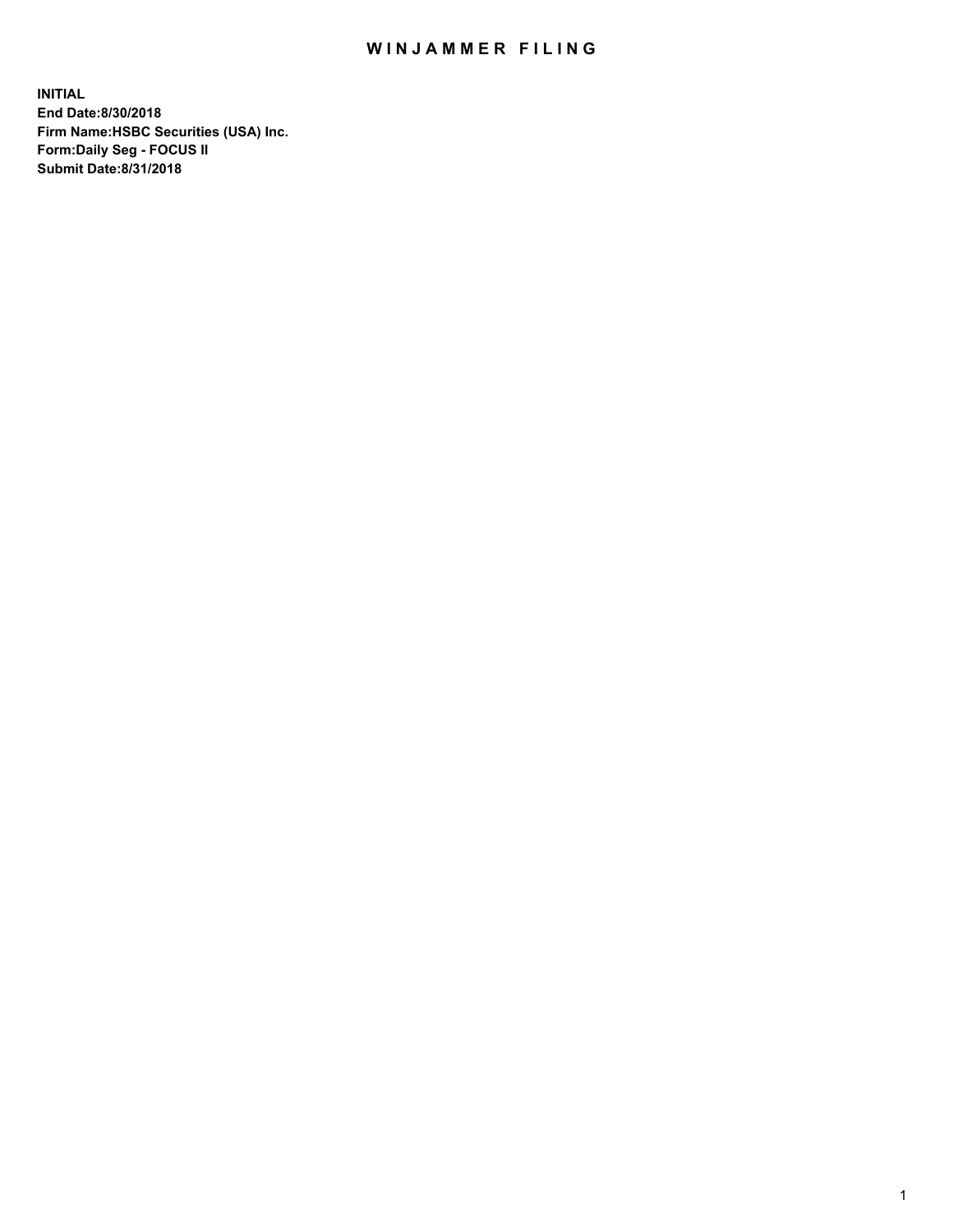# WINJAMMER FILING

**INITIAL**
**End Date:8/30/2018**
**Firm Name:HSBC Securities (USA) Inc.**
**Form:Daily Seg - FOCUS II**
**Submit Date:8/31/2018**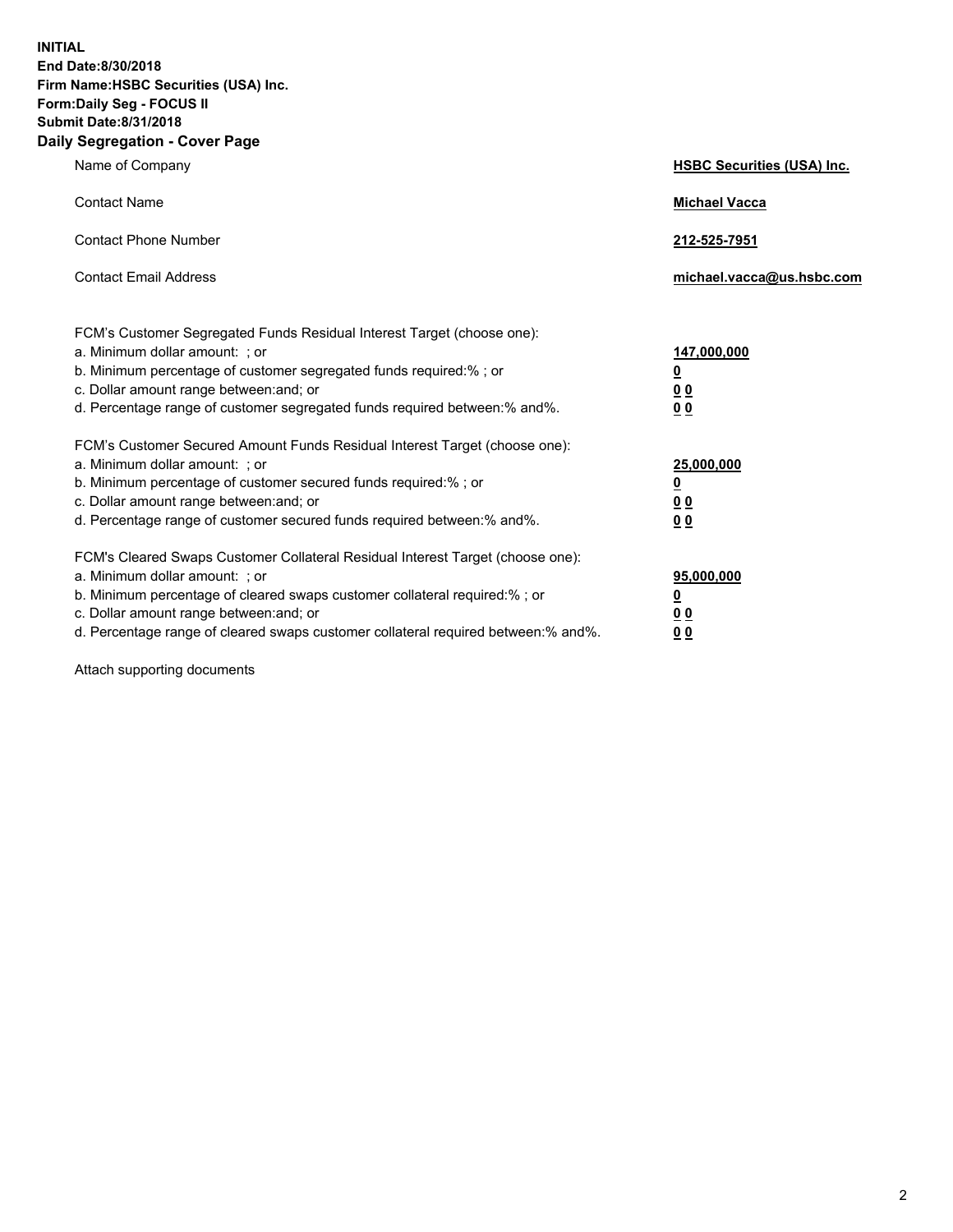**INITIAL**
**End Date:8/30/2018**
**Firm Name:HSBC Securities (USA) Inc.**
**Form:Daily Seg - FOCUS II**
**Submit Date:8/31/2018**

## Daily Segregation - Cover Page

| | |
|---|---|
| Name of Company | **HSBC Securities (USA) Inc.** |
| Contact Name | **Michael Vacca** |
| Contact Phone Number | **212-525-7951** |
| Contact Email Address | **michael.vacca@us.hsbc.com** |

| | |
|---|---|
| FCM's Customer Segregated Funds Residual Interest Target (choose one): | |
| a. Minimum dollar amount: ; or | **147,000,000** |
| b. Minimum percentage of customer segregated funds required:% ; or | **0** |
| c. Dollar amount range between:and; or | **0 0** |
| d. Percentage range of customer segregated funds required between:% and%. | **0 0** |
| FCM's Customer Secured Amount Funds Residual Interest Target (choose one): | |
| a. Minimum dollar amount: ; or | **25,000,000** |
| b. Minimum percentage of customer secured funds required:% ; or | **0** |
| c. Dollar amount range between:and; or | **0 0** |
| d. Percentage range of customer secured funds required between:% and%. | **0 0** |
| FCM's Cleared Swaps Customer Collateral Residual Interest Target (choose one): | |
| a. Minimum dollar amount: ; or | **95,000,000** |
| b. Minimum percentage of cleared swaps customer collateral required:% ; or | **0** |
| c. Dollar amount range between:and; or | **0 0** |
| d. Percentage range of cleared swaps customer collateral required between:% and%. | **0 0** |

Attach supporting documents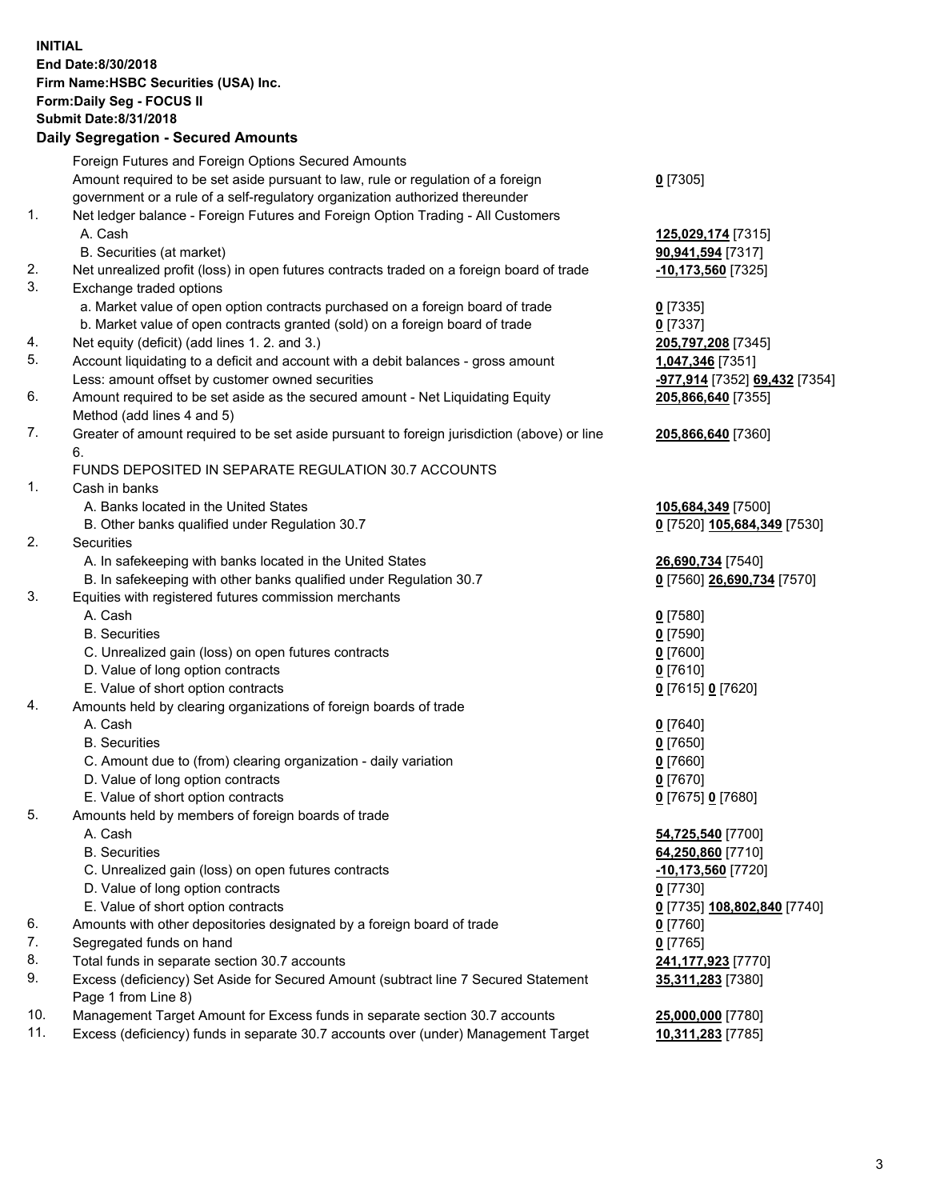**INITIAL**
**End Date:8/30/2018**
**Firm Name:HSBC Securities (USA) Inc.**
**Form:Daily Seg - FOCUS II**
**Submit Date:8/31/2018**

## Daily Segregation - Secured Amounts

| | | |
|---|---|---|
| | Foreign Futures and Foreign Options Secured Amounts | |
| | Amount required to be set aside pursuant to law, rule or regulation of a foreign government or a rule of a self-regulatory organization authorized thereunder | **0** [7305] |
| 1. | Net ledger balance - Foreign Futures and Foreign Option Trading - All Customers | |
| | A. Cash | **125,029,174** [7315] |
| | B. Securities (at market) | **90,941,594** [7317] |
| 2. | Net unrealized profit (loss) in open futures contracts traded on a foreign board of trade | **-10,173,560** [7325] |
| 3. | Exchange traded options | |
| | a. Market value of open option contracts purchased on a foreign board of trade | **0** [7335] |
| | b. Market value of open contracts granted (sold) on a foreign board of trade | **0** [7337] |
| 4. | Net equity (deficit) (add lines 1. 2. and 3.) | **205,797,208** [7345] |
| 5. | Account liquidating to a deficit and account with a debit balances - gross amount | **1,047,346** [7351] |
| | Less: amount offset by customer owned securities | **-977,914** [7352] **69,432** [7354] |
| 6. | Amount required to be set aside as the secured amount - Net Liquidating Equity Method (add lines 4 and 5) | **205,866,640** [7355] |
| 7. | Greater of amount required to be set aside pursuant to foreign jurisdiction (above) or line 6. | **205,866,640** [7360] |
| | FUNDS DEPOSITED IN SEPARATE REGULATION 30.7 ACCOUNTS | |
| 1. | Cash in banks | |
| | A. Banks located in the United States | **105,684,349** [7500] |
| | B. Other banks qualified under Regulation 30.7 | **0** [7520] **105,684,349** [7530] |
| 2. | Securities | |
| | A. In safekeeping with banks located in the United States | **26,690,734** [7540] |
| | B. In safekeeping with other banks qualified under Regulation 30.7 | **0** [7560] **26,690,734** [7570] |
| 3. | Equities with registered futures commission merchants | |
| | A. Cash | **0** [7580] |
| | B. Securities | **0** [7590] |
| | C. Unrealized gain (loss) on open futures contracts | **0** [7600] |
| | D. Value of long option contracts | **0** [7610] |
| | E. Value of short option contracts | **0** [7615] **0** [7620] |
| 4. | Amounts held by clearing organizations of foreign boards of trade | |
| | A. Cash | **0** [7640] |
| | B. Securities | **0** [7650] |
| | C. Amount due to (from) clearing organization - daily variation | **0** [7660] |
| | D. Value of long option contracts | **0** [7670] |
| | E. Value of short option contracts | **0** [7675] **0** [7680] |
| 5. | Amounts held by members of foreign boards of trade | |
| | A. Cash | **54,725,540** [7700] |
| | B. Securities | **64,250,860** [7710] |
| | C. Unrealized gain (loss) on open futures contracts | **-10,173,560** [7720] |
| | D. Value of long option contracts | **0** [7730] |
| | E. Value of short option contracts | **0** [7735] **108,802,840** [7740] |
| 6. | Amounts with other depositories designated by a foreign board of trade | **0** [7760] |
| 7. | Segregated funds on hand | **0** [7765] |
| 8. | Total funds in separate section 30.7 accounts | **241,177,923** [7770] |
| 9. | Excess (deficiency) Set Aside for Secured Amount (subtract line 7 Secured Statement Page 1 from Line 8) | **35,311,283** [7380] |
| 10. | Management Target Amount for Excess funds in separate section 30.7 accounts | **25,000,000** [7780] |
| 11. | Excess (deficiency) funds in separate 30.7 accounts over (under) Management Target | **10,311,283** [7785] |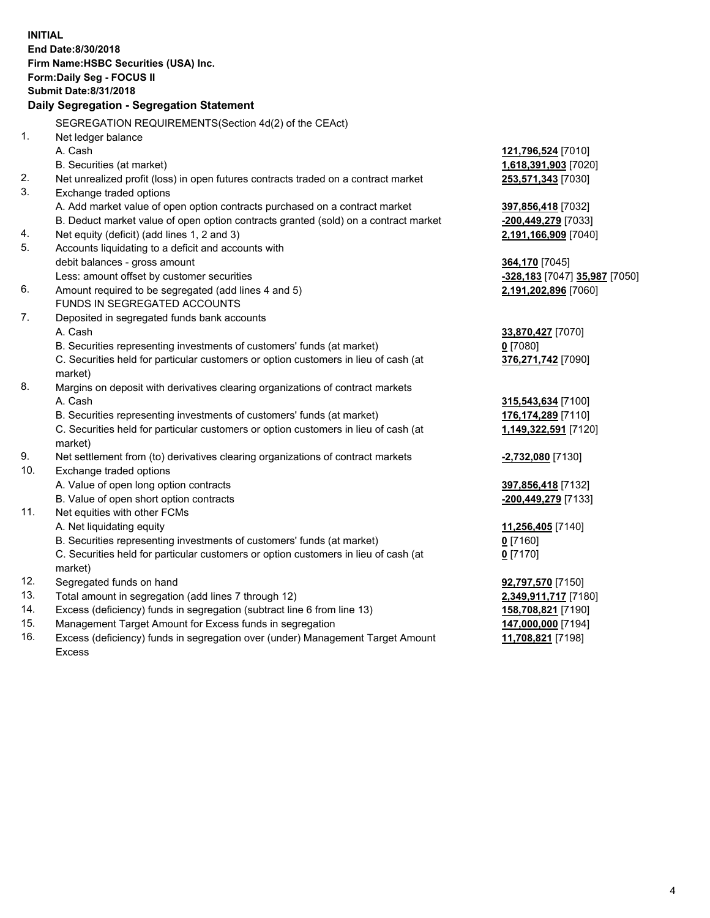**INITIAL**
**End Date:8/30/2018**
**Firm Name:HSBC Securities (USA) Inc.**
**Form:Daily Seg - FOCUS II**
**Submit Date:8/31/2018**

## Daily Segregation - Segregation Statement

| | | |
|---|---|---|
| | SEGREGATION REQUIREMENTS(Section 4d(2) of the CEAct) | |
| 1. | Net ledger balance | |
| | A. Cash | **121,796,524** [7010] |
| | B. Securities (at market) | **1,618,391,903** [7020] |
| 2. | Net unrealized profit (loss) in open futures contracts traded on a contract market | **253,571,343** [7030] |
| 3. | Exchange traded options | |
| | A. Add market value of open option contracts purchased on a contract market | **397,856,418** [7032] |
| | B. Deduct market value of open option contracts granted (sold) on a contract market | **-200,449,279** [7033] |
| 4. | Net equity (deficit) (add lines 1, 2 and 3) | **2,191,166,909** [7040] |
| 5. | Accounts liquidating to a deficit and accounts with | |
| | debit balances - gross amount | **364,170** [7045] |
| | Less: amount offset by customer securities | **-328,183** [7047] **35,987** [7050] |
| 6. | Amount required to be segregated (add lines 4 and 5) | **2,191,202,896** [7060] |
| | FUNDS IN SEGREGATED ACCOUNTS | |
| 7. | Deposited in segregated funds bank accounts | |
| | A. Cash | **33,870,427** [7070] |
| | B. Securities representing investments of customers' funds (at market) | **0** [7080] |
| | C. Securities held for particular customers or option customers in lieu of cash (at market) | **376,271,742** [7090] |
| 8. | Margins on deposit with derivatives clearing organizations of contract markets | |
| | A. Cash | **315,543,634** [7100] |
| | B. Securities representing investments of customers' funds (at market) | **176,174,289** [7110] |
| | C. Securities held for particular customers or option customers in lieu of cash (at market) | **1,149,322,591** [7120] |
| 9. | Net settlement from (to) derivatives clearing organizations of contract markets | **-2,732,080** [7130] |
| 10. | Exchange traded options | |
| | A. Value of open long option contracts | **397,856,418** [7132] |
| | B. Value of open short option contracts | **-200,449,279** [7133] |
| 11. | Net equities with other FCMs | |
| | A. Net liquidating equity | **11,256,405** [7140] |
| | B. Securities representing investments of customers' funds (at market) | **0** [7160] |
| | C. Securities held for particular customers or option customers in lieu of cash (at market) | **0** [7170] |
| 12. | Segregated funds on hand | **92,797,570** [7150] |
| 13. | Total amount in segregation (add lines 7 through 12) | **2,349,911,717** [7180] |
| 14. | Excess (deficiency) funds in segregation (subtract line 6 from line 13) | **158,708,821** [7190] |
| 15. | Management Target Amount for Excess funds in segregation | **147,000,000** [7194] |
| 16. | Excess (deficiency) funds in segregation over (under) Management Target Amount Excess | **11,708,821** [7198] |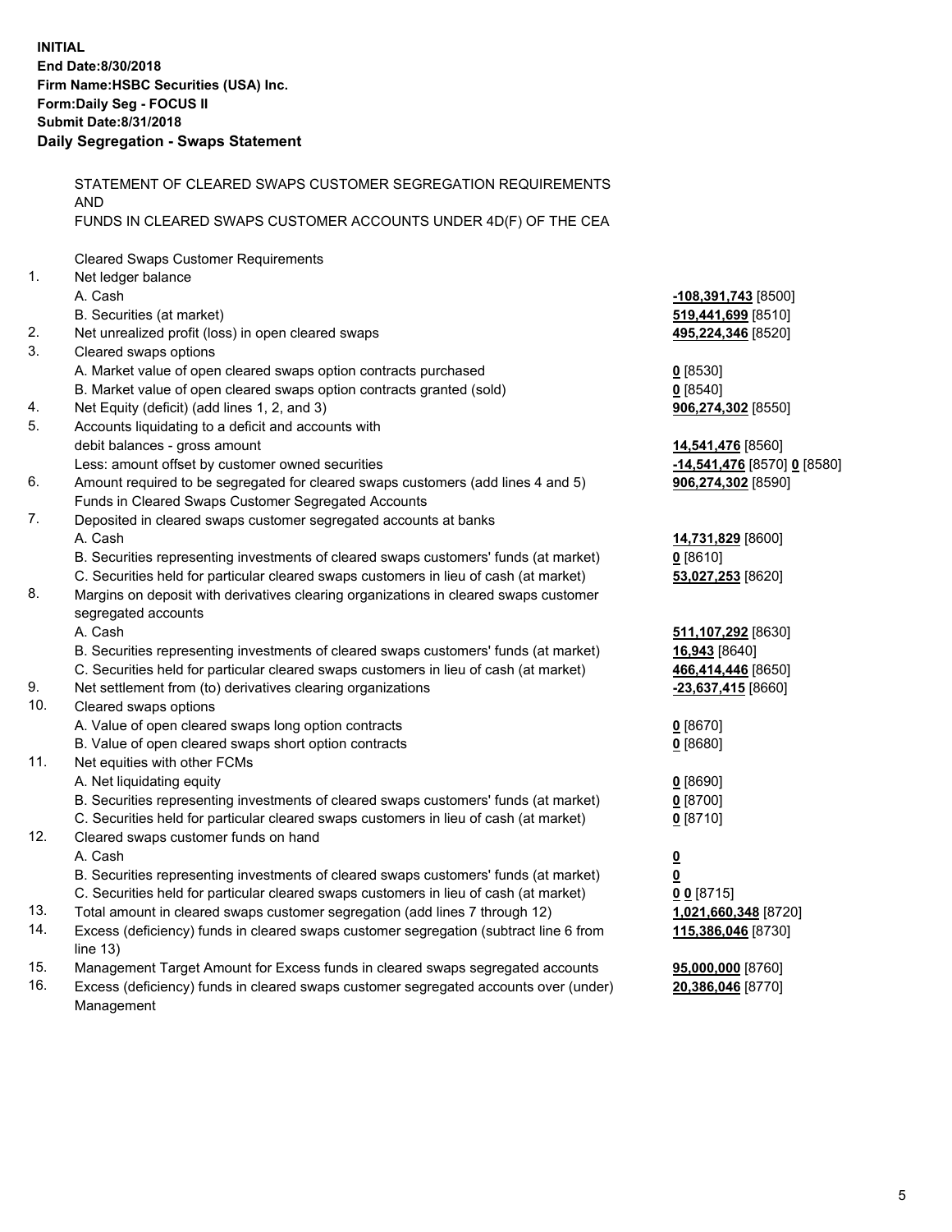**INITIAL**
**End Date:8/30/2018**
**Firm Name:HSBC Securities (USA) Inc.**
**Form:Daily Seg - FOCUS II**
**Submit Date:8/31/2018**
**Daily Segregation - Swaps Statement**

STATEMENT OF CLEARED SWAPS CUSTOMER SEGREGATION REQUIREMENTS AND FUNDS IN CLEARED SWAPS CUSTOMER ACCOUNTS UNDER 4D(F) OF THE CEA

| | | |
|---|---|---|
| | Cleared Swaps Customer Requirements | |
| 1. | Net ledger balance | |
| | A. Cash | **-108,391,743** [8500] |
| | B. Securities (at market) | **519,441,699** [8510] |
| 2. | Net unrealized profit (loss) in open cleared swaps | **495,224,346** [8520] |
| 3. | Cleared swaps options | |
| | A. Market value of open cleared swaps option contracts purchased | **0** [8530] |
| | B. Market value of open cleared swaps option contracts granted (sold) | **0** [8540] |
| 4. | Net Equity (deficit) (add lines 1, 2, and 3) | **906,274,302** [8550] |
| 5. | Accounts liquidating to a deficit and accounts with | |
| | debit balances - gross amount | **14,541,476** [8560] |
| | Less: amount offset by customer owned securities | **-14,541,476** [8570] **0** [8580] |
| 6. | Amount required to be segregated for cleared swaps customers (add lines 4 and 5) | **906,274,302** [8590] |
| | Funds in Cleared Swaps Customer Segregated Accounts | |
| 7. | Deposited in cleared swaps customer segregated accounts at banks | |
| | A. Cash | **14,731,829** [8600] |
| | B. Securities representing investments of cleared swaps customers' funds (at market) | **0** [8610] |
| | C. Securities held for particular cleared swaps customers in lieu of cash (at market) | **53,027,253** [8620] |
| 8. | Margins on deposit with derivatives clearing organizations in cleared swaps customer segregated accounts | |
| | A. Cash | **511,107,292** [8630] |
| | B. Securities representing investments of cleared swaps customers' funds (at market) | **16,943** [8640] |
| | C. Securities held for particular cleared swaps customers in lieu of cash (at market) | **466,414,446** [8650] |
| 9. | Net settlement from (to) derivatives clearing organizations | **-23,637,415** [8660] |
| 10. | Cleared swaps options | |
| | A. Value of open cleared swaps long option contracts | **0** [8670] |
| | B. Value of open cleared swaps short option contracts | **0** [8680] |
| 11. | Net equities with other FCMs | |
| | A. Net liquidating equity | **0** [8690] |
| | B. Securities representing investments of cleared swaps customers' funds (at market) | **0** [8700] |
| | C. Securities held for particular cleared swaps customers in lieu of cash (at market) | **0** [8710] |
| 12. | Cleared swaps customer funds on hand | |
| | A. Cash | **0** |
| | B. Securities representing investments of cleared swaps customers' funds (at market) | **0** |
| | C. Securities held for particular cleared swaps customers in lieu of cash (at market) | **0** **0** [8715] |
| 13. | Total amount in cleared swaps customer segregation (add lines 7 through 12) | **1,021,660,348** [8720] |
| 14. | Excess (deficiency) funds in cleared swaps customer segregation (subtract line 6 from line 13) | **115,386,046** [8730] |
| 15. | Management Target Amount for Excess funds in cleared swaps segregated accounts | **95,000,000** [8760] |
| 16. | Excess (deficiency) funds in cleared swaps customer segregated accounts over (under) Management | **20,386,046** [8770] |